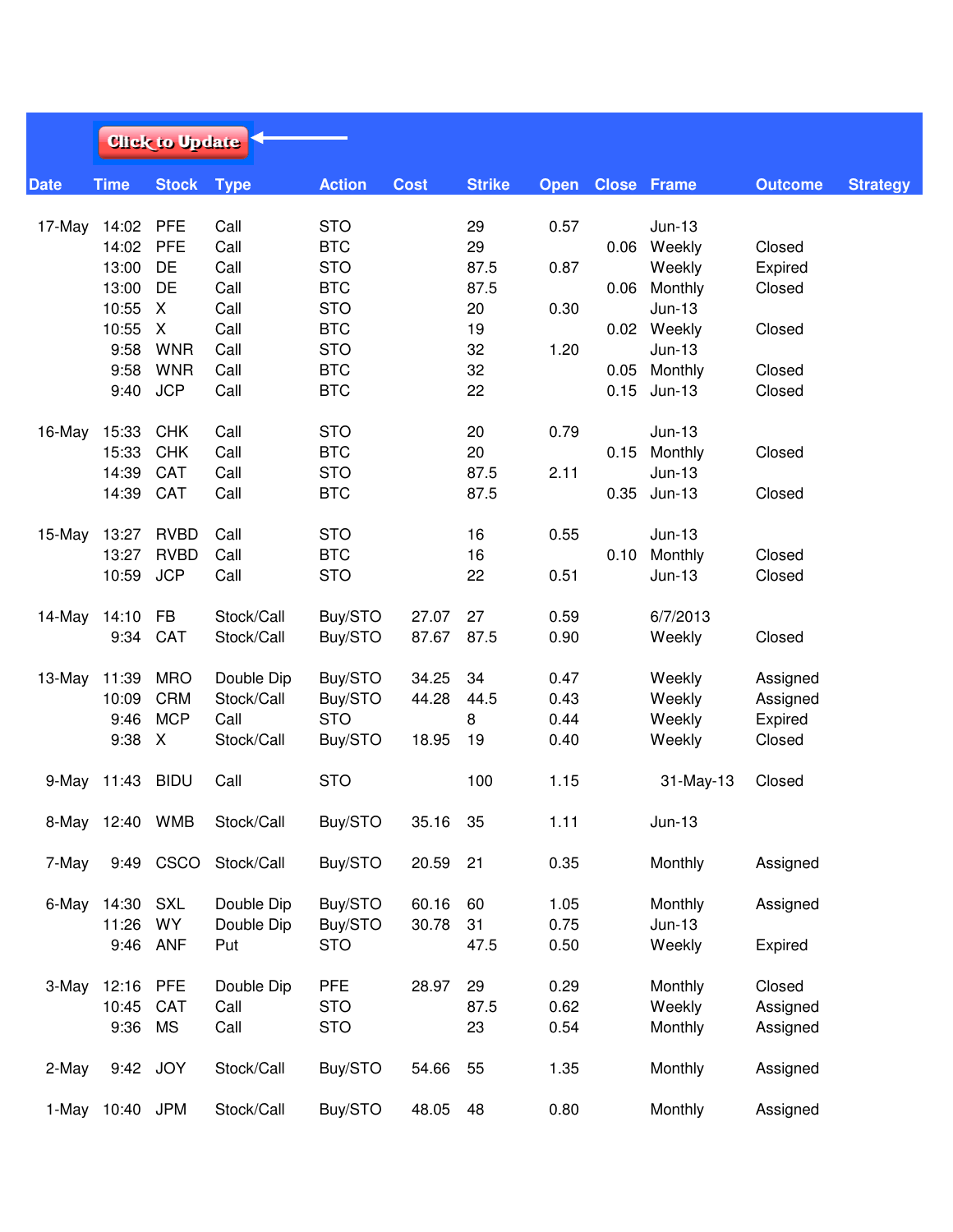Click to Update

| Date | Time | Stock | Type | Action | Cost | Strike | Open | Close | Frame | Outcome | Strategy |
|---|---|---|---|---|---|---|---|---|---|---|---|
| 17-May | 14:02 | PFE | Call | STO | | 29 | 0.57 | | Jun-13 | | |
| | 14:02 | PFE | Call | BTC | | 29 | | 0.06 | Weekly | Closed | |
| | 13:00 | DE | Call | STO | | 87.5 | 0.87 | | Weekly | Expired | |
| | 13:00 | DE | Call | BTC | | 87.5 | | 0.06 | Monthly | Closed | |
| | 10:55 | X | Call | STO | | 20 | 0.30 | | Jun-13 | | |
| | 10:55 | X | Call | BTC | | 19 | | 0.02 | Weekly | Closed | |
| | 9:58 | WNR | Call | STO | | 32 | 1.20 | | Jun-13 | | |
| | 9:58 | WNR | Call | BTC | | 32 | | 0.05 | Monthly | Closed | |
| | 9:40 | JCP | Call | BTC | | 22 | | 0.15 | Jun-13 | Closed | |
| 16-May | 15:33 | CHK | Call | STO | | 20 | 0.79 | | Jun-13 | | |
| | 15:33 | CHK | Call | BTC | | 20 | | 0.15 | Monthly | Closed | |
| | 14:39 | CAT | Call | STO | | 87.5 | 2.11 | | Jun-13 | | |
| | 14:39 | CAT | Call | BTC | | 87.5 | | 0.35 | Jun-13 | Closed | |
| 15-May | 13:27 | RVBD | Call | STO | | 16 | 0.55 | | Jun-13 | | |
| | 13:27 | RVBD | Call | BTC | | 16 | | 0.10 | Monthly | Closed | |
| | 10:59 | JCP | Call | STO | | 22 | 0.51 | | Jun-13 | Closed | |
| 14-May | 14:10 | FB | Stock/Call | Buy/STO | 27.07 | 27 | 0.59 | | 6/7/2013 | | |
| | 9:34 | CAT | Stock/Call | Buy/STO | 87.67 | 87.5 | 0.90 | | Weekly | Closed | |
| 13-May | 11:39 | MRO | Double Dip | Buy/STO | 34.25 | 34 | 0.47 | | Weekly | Assigned | |
| | 10:09 | CRM | Stock/Call | Buy/STO | 44.28 | 44.5 | 0.43 | | Weekly | Assigned | |
| | 9:46 | MCP | Call | STO | | 8 | 0.44 | | Weekly | Expired | |
| | 9:38 | X | Stock/Call | Buy/STO | 18.95 | 19 | 0.40 | | Weekly | Closed | |
| 9-May | 11:43 | BIDU | Call | STO | | 100 | 1.15 | | 31-May-13 | Closed | |
| 8-May | 12:40 | WMB | Stock/Call | Buy/STO | 35.16 | 35 | 1.11 | | Jun-13 | | |
| 7-May | 9:49 | CSCO | Stock/Call | Buy/STO | 20.59 | 21 | 0.35 | | Monthly | Assigned | |
| 6-May | 14:30 | SXL | Double Dip | Buy/STO | 60.16 | 60 | 1.05 | | Monthly | Assigned | |
| | 11:26 | WY | Double Dip | Buy/STO | 30.78 | 31 | 0.75 | | Jun-13 | | |
| | 9:46 | ANF | Put | STO | | 47.5 | 0.50 | | Weekly | Expired | |
| 3-May | 12:16 | PFE | Double Dip | PFE | 28.97 | 29 | 0.29 | | Monthly | Closed | |
| | 10:45 | CAT | Call | STO | | 87.5 | 0.62 | | Weekly | Assigned | |
| | 9:36 | MS | Call | STO | | 23 | 0.54 | | Monthly | Assigned | |
| 2-May | 9:42 | JOY | Stock/Call | Buy/STO | 54.66 | 55 | 1.35 | | Monthly | Assigned | |
| 1-May | 10:40 | JPM | Stock/Call | Buy/STO | 48.05 | 48 | 0.80 | | Monthly | Assigned | |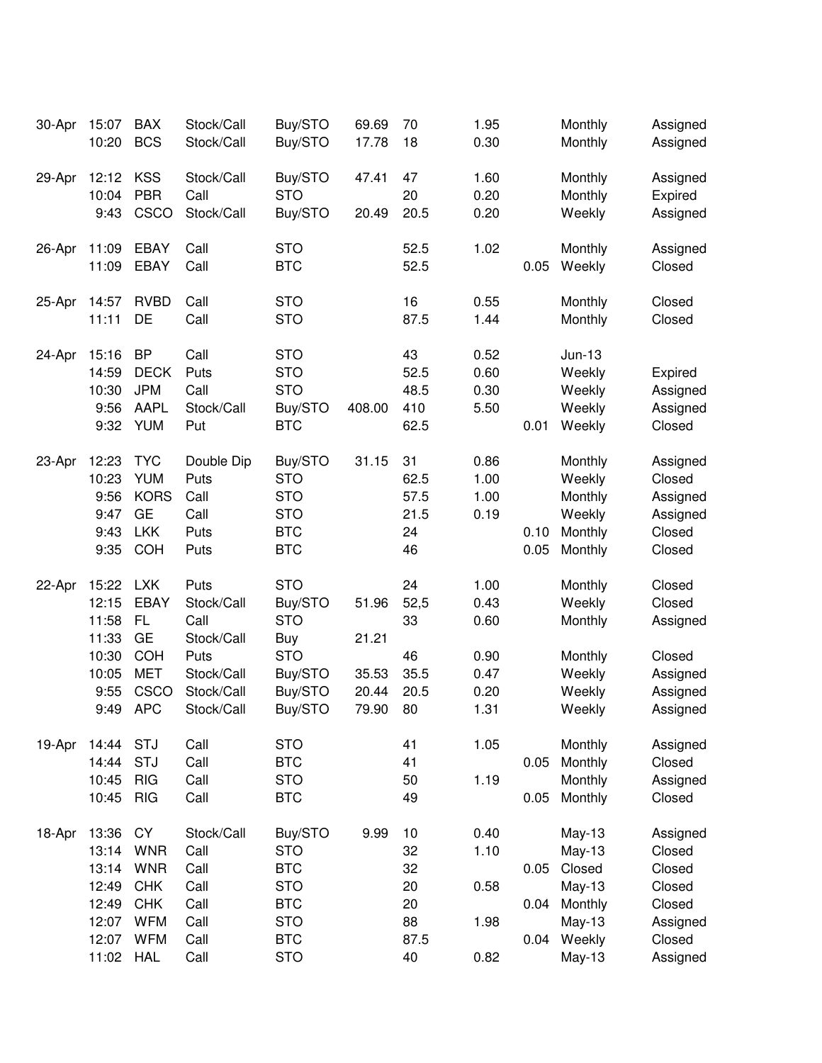| | | | | | | | | | | |
|---|---|---|---|---|---|---|---|---|---|---|
| 30-Apr | 15:07 | BAX | Stock/Call | Buy/STO | 69.69 | 70 | 1.95 | | Monthly | Assigned |
| | 10:20 | BCS | Stock/Call | Buy/STO | 17.78 | 18 | 0.30 | | Monthly | Assigned |
| 29-Apr | 12:12 | KSS | Stock/Call | Buy/STO | 47.41 | 47 | 1.60 | | Monthly | Assigned |
| | 10:04 | PBR | Call | STO | | 20 | 0.20 | | Monthly | Expired |
| | 9:43 | CSCO | Stock/Call | Buy/STO | 20.49 | 20.5 | 0.20 | | Weekly | Assigned |
| 26-Apr | 11:09 | EBAY | Call | STO | | 52.5 | 1.02 | | Monthly | Assigned |
| | 11:09 | EBAY | Call | BTC | | 52.5 | | 0.05 | Weekly | Closed |
| 25-Apr | 14:57 | RVBD | Call | STO | | 16 | 0.55 | | Monthly | Closed |
| | 11:11 | DE | Call | STO | | 87.5 | 1.44 | | Monthly | Closed |
| 24-Apr | 15:16 | BP | Call | STO | | 43 | 0.52 | | Jun-13 | |
| | 14:59 | DECK | Puts | STO | | 52.5 | 0.60 | | Weekly | Expired |
| | 10:30 | JPM | Call | STO | | 48.5 | 0.30 | | Weekly | Assigned |
| | 9:56 | AAPL | Stock/Call | Buy/STO | 408.00 | 410 | 5.50 | | Weekly | Assigned |
| | 9:32 | YUM | Put | BTC | | 62.5 | | 0.01 | Weekly | Closed |
| 23-Apr | 12:23 | TYC | Double Dip | Buy/STO | 31.15 | 31 | 0.86 | | Monthly | Assigned |
| | 10:23 | YUM | Puts | STO | | 62.5 | 1.00 | | Weekly | Closed |
| | 9:56 | KORS | Call | STO | | 57.5 | 1.00 | | Monthly | Assigned |
| | 9:47 | GE | Call | STO | | 21.5 | 0.19 | | Weekly | Assigned |
| | 9:43 | LKK | Puts | BTC | | 24 | | 0.10 | Monthly | Closed |
| | 9:35 | COH | Puts | BTC | | 46 | | 0.05 | Monthly | Closed |
| 22-Apr | 15:22 | LXK | Puts | STO | | 24 | 1.00 | | Monthly | Closed |
| | 12:15 | EBAY | Stock/Call | Buy/STO | 51.96 | 52,5 | 0.43 | | Weekly | Closed |
| | 11:58 | FL | Call | STO | | 33 | 0.60 | | Monthly | Assigned |
| | 11:33 | GE | Stock/Call | Buy | 21.21 | | | | | |
| | 10:30 | COH | Puts | STO | | 46 | 0.90 | | Monthly | Closed |
| | 10:05 | MET | Stock/Call | Buy/STO | 35.53 | 35.5 | 0.47 | | Weekly | Assigned |
| | 9:55 | CSCO | Stock/Call | Buy/STO | 20.44 | 20.5 | 0.20 | | Weekly | Assigned |
| | 9:49 | APC | Stock/Call | Buy/STO | 79.90 | 80 | 1.31 | | Weekly | Assigned |
| 19-Apr | 14:44 | STJ | Call | STO | | 41 | 1.05 | | Monthly | Assigned |
| | 14:44 | STJ | Call | BTC | | 41 | | 0.05 | Monthly | Closed |
| | 10:45 | RIG | Call | STO | | 50 | 1.19 | | Monthly | Assigned |
| | 10:45 | RIG | Call | BTC | | 49 | | 0.05 | Monthly | Closed |
| 18-Apr | 13:36 | CY | Stock/Call | Buy/STO | 9.99 | 10 | 0.40 | | May-13 | Assigned |
| | 13:14 | WNR | Call | STO | | 32 | 1.10 | | May-13 | Closed |
| | 13:14 | WNR | Call | BTC | | 32 | | 0.05 | Closed | Closed |
| | 12:49 | CHK | Call | STO | | 20 | 0.58 | | May-13 | Closed |
| | 12:49 | CHK | Call | BTC | | 20 | | 0.04 | Monthly | Closed |
| | 12:07 | WFM | Call | STO | | 88 | 1.98 | | May-13 | Assigned |
| | 12:07 | WFM | Call | BTC | | 87.5 | | 0.04 | Weekly | Closed |
| | 11:02 | HAL | Call | STO | | 40 | 0.82 | | May-13 | Assigned |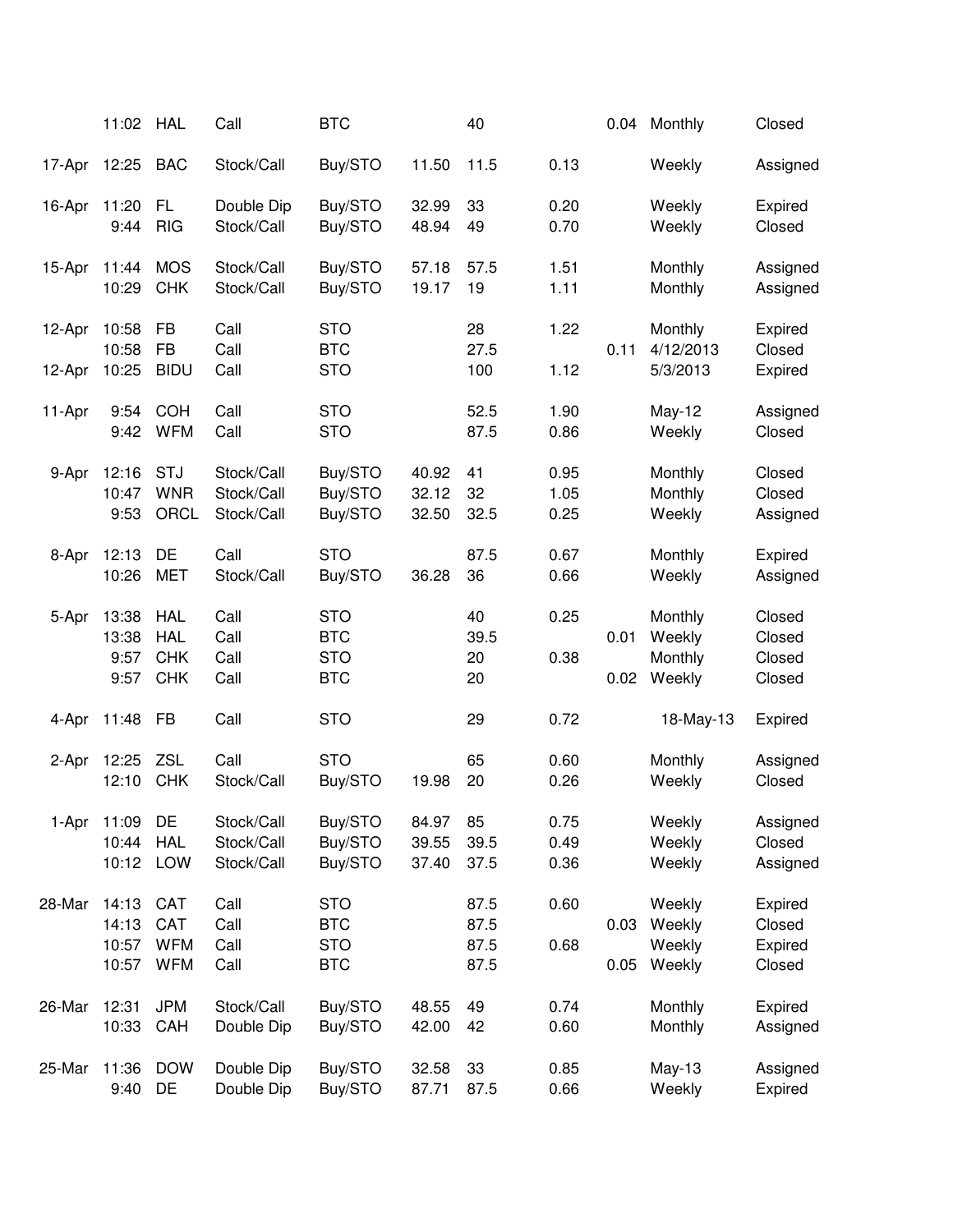| Date | Time | Symbol | Type | Action | Stock Price | Strike | Premium | BTC Price | Expiration | Status |
|---|---|---|---|---|---|---|---|---|---|---|
| | 11:02 | HAL | Call | BTC | | 40 | | 0.04 | Monthly | Closed |
| 17-Apr | 12:25 | BAC | Stock/Call | Buy/STO | 11.50 | 11.5 | 0.13 | | Weekly | Assigned |
| 16-Apr | 11:20 | FL | Double Dip | Buy/STO | 32.99 | 33 | 0.20 | | Weekly | Expired |
| | 9:44 | RIG | Stock/Call | Buy/STO | 48.94 | 49 | 0.70 | | Weekly | Closed |
| 15-Apr | 11:44 | MOS | Stock/Call | Buy/STO | 57.18 | 57.5 | 1.51 | | Monthly | Assigned |
| | 10:29 | CHK | Stock/Call | Buy/STO | 19.17 | 19 | 1.11 | | Monthly | Assigned |
| 12-Apr | 10:58 | FB | Call | STO | | 28 | 1.22 | | Monthly | Expired |
| | 10:58 | FB | Call | BTC | | 27.5 | | 0.11 | 4/12/2013 | Closed |
| 12-Apr | 10:25 | BIDU | Call | STO | | 100 | 1.12 | | 5/3/2013 | Expired |
| 11-Apr | 9:54 | COH | Call | STO | | 52.5 | 1.90 | | May-12 | Assigned |
| | 9:42 | WFM | Call | STO | | 87.5 | 0.86 | | Weekly | Closed |
| 9-Apr | 12:16 | STJ | Stock/Call | Buy/STO | 40.92 | 41 | 0.95 | | Monthly | Closed |
| | 10:47 | WNR | Stock/Call | Buy/STO | 32.12 | 32 | 1.05 | | Monthly | Closed |
| | 9:53 | ORCL | Stock/Call | Buy/STO | 32.50 | 32.5 | 0.25 | | Weekly | Assigned |
| 8-Apr | 12:13 | DE | Call | STO | | 87.5 | 0.67 | | Monthly | Expired |
| | 10:26 | MET | Stock/Call | Buy/STO | 36.28 | 36 | 0.66 | | Weekly | Assigned |
| 5-Apr | 13:38 | HAL | Call | STO | | 40 | 0.25 | | Monthly | Closed |
| | 13:38 | HAL | Call | BTC | | 39.5 | | 0.01 | Weekly | Closed |
| | 9:57 | CHK | Call | STO | | 20 | 0.38 | | Monthly | Closed |
| | 9:57 | CHK | Call | BTC | | 20 | | 0.02 | Weekly | Closed |
| 4-Apr | 11:48 | FB | Call | STO | | 29 | 0.72 | | 18-May-13 | Expired |
| 2-Apr | 12:25 | ZSL | Call | STO | | 65 | 0.60 | | Monthly | Assigned |
| | 12:10 | CHK | Stock/Call | Buy/STO | 19.98 | 20 | 0.26 | | Weekly | Closed |
| 1-Apr | 11:09 | DE | Stock/Call | Buy/STO | 84.97 | 85 | 0.75 | | Weekly | Assigned |
| | 10:44 | HAL | Stock/Call | Buy/STO | 39.55 | 39.5 | 0.49 | | Weekly | Closed |
| | 10:12 | LOW | Stock/Call | Buy/STO | 37.40 | 37.5 | 0.36 | | Weekly | Assigned |
| 28-Mar | 14:13 | CAT | Call | STO | | 87.5 | 0.60 | | Weekly | Expired |
| | 14:13 | CAT | Call | BTC | | 87.5 | | 0.03 | Weekly | Closed |
| | 10:57 | WFM | Call | STO | | 87.5 | 0.68 | | Weekly | Expired |
| | 10:57 | WFM | Call | BTC | | 87.5 | | 0.05 | Weekly | Closed |
| 26-Mar | 12:31 | JPM | Stock/Call | Buy/STO | 48.55 | 49 | 0.74 | | Monthly | Expired |
| | 10:33 | CAH | Double Dip | Buy/STO | 42.00 | 42 | 0.60 | | Monthly | Assigned |
| 25-Mar | 11:36 | DOW | Double Dip | Buy/STO | 32.58 | 33 | 0.85 | | May-13 | Assigned |
| | 9:40 | DE | Double Dip | Buy/STO | 87.71 | 87.5 | 0.66 | | Weekly | Expired |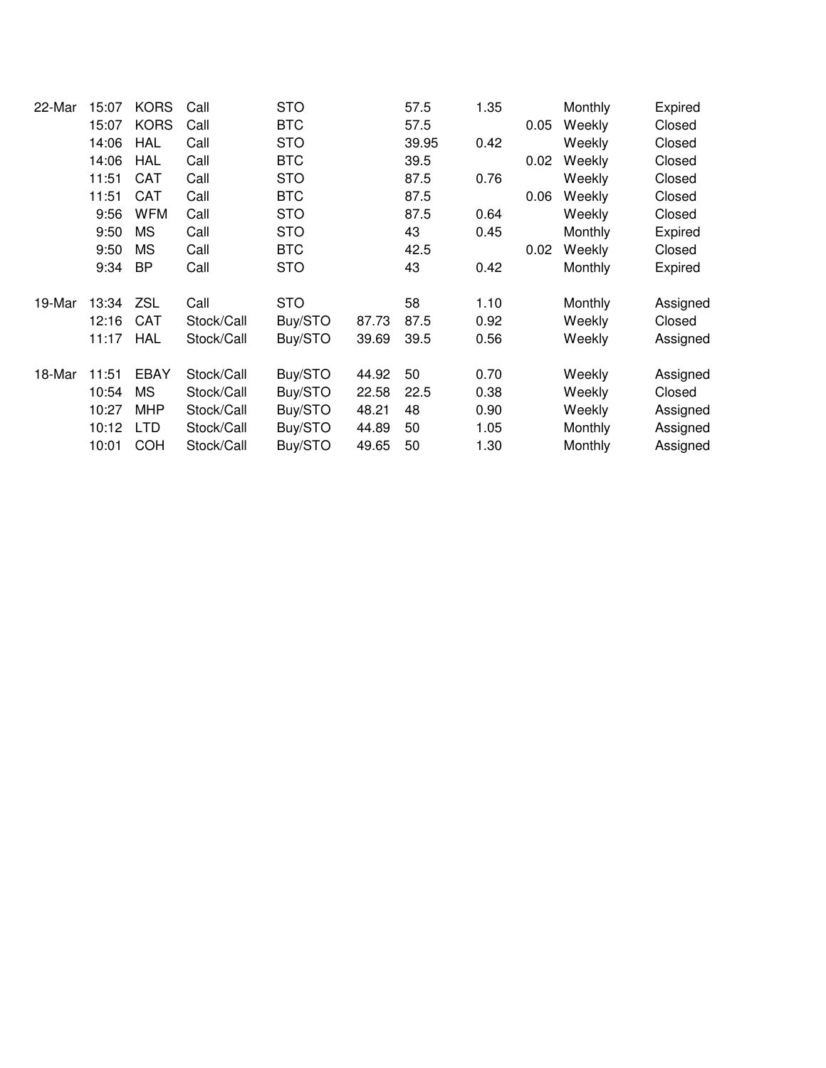| | | | | | | | | | | |
|---|---|---|---|---|---|---|---|---|---|---|
| 22-Mar | 15:07 | KORS | Call | STO | | 57.5 | 1.35 | | Monthly | Expired |
| | 15:07 | KORS | Call | BTC | | 57.5 | | 0.05 | Weekly | Closed |
| | 14:06 | HAL | Call | STO | | 39.95 | 0.42 | | Weekly | Closed |
| | 14:06 | HAL | Call | BTC | | 39.5 | | 0.02 | Weekly | Closed |
| | 11:51 | CAT | Call | STO | | 87.5 | 0.76 | | Weekly | Closed |
| | 11:51 | CAT | Call | BTC | | 87.5 | | 0.06 | Weekly | Closed |
| | 9:56 | WFM | Call | STO | | 87.5 | 0.64 | | Weekly | Closed |
| | 9:50 | MS | Call | STO | | 43 | 0.45 | | Monthly | Expired |
| | 9:50 | MS | Call | BTC | | 42.5 | | 0.02 | Weekly | Closed |
| | 9:34 | BP | Call | STO | | 43 | 0.42 | | Monthly | Expired |
| 19-Mar | 13:34 | ZSL | Call | STO | | 58 | 1.10 | | Monthly | Assigned |
| | 12:16 | CAT | Stock/Call | Buy/STO | 87.73 | 87.5 | 0.92 | | Weekly | Closed |
| | 11:17 | HAL | Stock/Call | Buy/STO | 39.69 | 39.5 | 0.56 | | Weekly | Assigned |
| 18-Mar | 11:51 | EBAY | Stock/Call | Buy/STO | 44.92 | 50 | 0.70 | | Weekly | Assigned |
| | 10:54 | MS | Stock/Call | Buy/STO | 22.58 | 22.5 | 0.38 | | Weekly | Closed |
| | 10:27 | MHP | Stock/Call | Buy/STO | 48.21 | 48 | 0.90 | | Weekly | Assigned |
| | 10:12 | LTD | Stock/Call | Buy/STO | 44.89 | 50 | 1.05 | | Monthly | Assigned |
| | 10:01 | COH | Stock/Call | Buy/STO | 49.65 | 50 | 1.30 | | Monthly | Assigned |